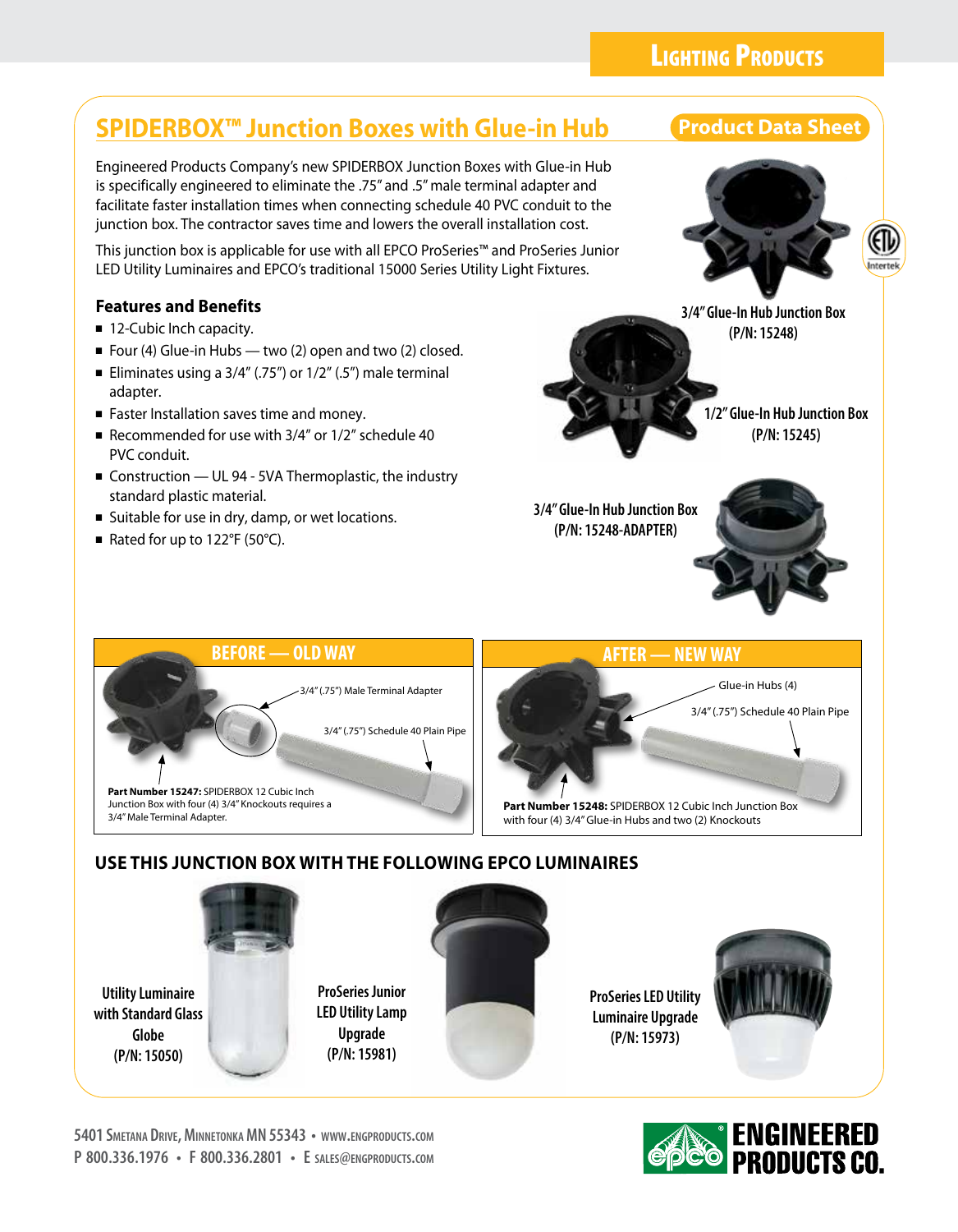# SPIDERBOX™ Junction Boxes with Glue-in Hub

**Product Data Sheet**

Engineered Products Company's new SPIDERBOX Junction Boxes with Glue-in Hub is specifically engineered to eliminate the .75" and .5" male terminal adapter and facilitate faster installation times when connecting schedule 40 PVC conduit to the junction box. The contractor saves time and lowers the overall installation cost.

This junction box is applicable for use with all EPCO ProSeries™ and ProSeries Junior LED Utility Luminaires and EPCO's traditional 15000 Series Utility Light Fixtures.

### Features and Benefits

- 12-Cubic Inch capacity.
- Four (4) Glue-in Hubs — two (2) open and two (2) closed.
- Eliminates using a 3/4" (.75") or 1/2" (.5") male terminal adapter.
- Faster Installation saves time and money.
- Recommended for use with 3/4" or 1/2" schedule 40 PVC conduit.
- Construction — UL 94 - 5VA Thermoplastic, the industry standard plastic material.
- Suitable for use in dry, damp, or wet locations.
- Rated for up to 122°F (50°C).

3/4" Glue-In Hub Junction Box (P/N: 15248)

1/2" Glue-In Hub Junction Box (P/N: 15245)

3/4" Glue-In Hub Junction Box (P/N: 15248-ADAPTER)

### BEFORE — OLD WAY

3/4" (.75") Male Terminal Adapter

3/4" (.75") Schedule 40 Plain Pipe

**Part Number 15247:** SPIDERBOX 12 Cubic Inch Junction Box with four (4) 3/4" Knockouts requires a 3/4" Male Terminal Adapter.

### AFTER — NEW WAY

Glue-in Hubs (4)

3/4" (.75") Schedule 40 Plain Pipe

**Part Number 15248:** SPIDERBOX 12 Cubic Inch Junction Box with four (4) 3/4" Glue-in Hubs and two (2) Knockouts

## USE THIS JUNCTION BOX WITH THE FOLLOWING EPCO LUMINAIRES

Utility Luminaire with Standard Glass Globe (P/N: 15050)

ProSeries Junior LED Utility Lamp Upgrade (P/N: 15981)

ProSeries LED Utility Luminaire Upgrade (P/N: 15973)

5401 Smetana Drive, Minnetonka MN 55343 • www.engproducts.com
P 800.336.1976 • F 800.336.2801 • E sales@engproducts.com

ENGINEERED PRODUCTS CO.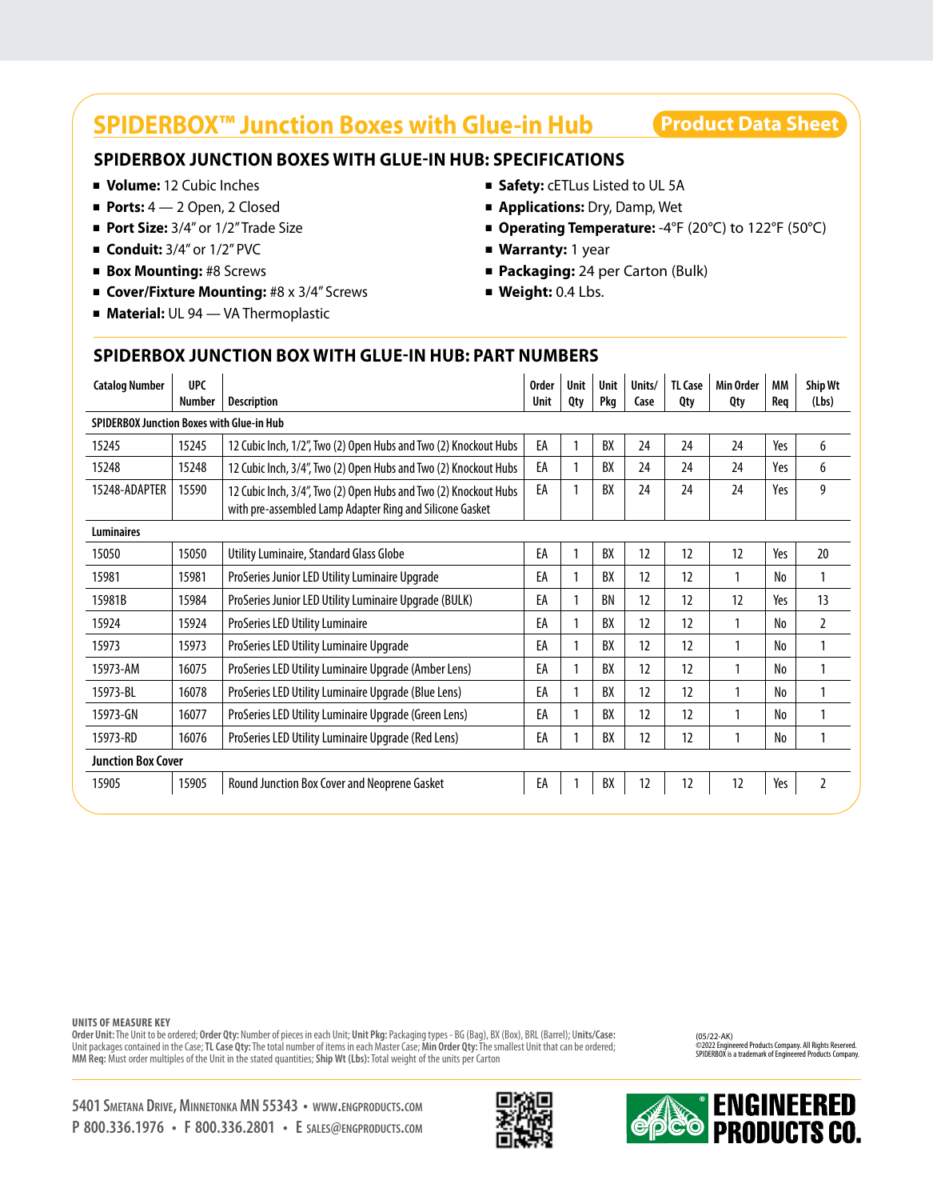# SPIDERBOX™ Junction Boxes with Glue-in Hub

**Product Data Sheet**

## SPIDERBOX JUNCTION BOXES WITH GLUE-IN HUB: SPECIFICATIONS

- **Volume:** 12 Cubic Inches
- **Ports:** 4 — 2 Open, 2 Closed
- **Port Size:** 3/4" or 1/2" Trade Size
- **Conduit:** 3/4" or 1/2" PVC
- **Box Mounting:** #8 Screws
- **Cover/Fixture Mounting:** #8 x 3/4" Screws
- **Material:** UL 94 — VA Thermoplastic
- **Safety:** cETLus Listed to UL 5A
- **Applications:** Dry, Damp, Wet
- **Operating Temperature:** -4°F (20°C) to 122°F (50°C)
- **Warranty:** 1 year
- **Packaging:** 24 per Carton (Bulk)
- **Weight:** 0.4 Lbs.

## SPIDERBOX JUNCTION BOX WITH GLUE-IN HUB: PART NUMBERS

| Catalog Number | UPC Number | Description | Order Unit | Unit Qty | Unit Pkg | Units/ Case | TL Case Qty | Min Order Qty | MM Req | Ship Wt (Lbs) |
|---|---|---|---|---|---|---|---|---|---|---|
| **SPIDERBOX Junction Boxes with Glue-in Hub** | | | | | | | | | | |
| 15245 | 15245 | 12 Cubic Inch, 1/2", Two (2) Open Hubs and Two (2) Knockout Hubs | EA | 1 | BX | 24 | 24 | 24 | Yes | 6 |
| 15248 | 15248 | 12 Cubic Inch, 3/4", Two (2) Open Hubs and Two (2) Knockout Hubs | EA | 1 | BX | 24 | 24 | 24 | Yes | 6 |
| 15248-ADAPTER | 15590 | 12 Cubic Inch, 3/4", Two (2) Open Hubs and Two (2) Knockout Hubs with pre-assembled Lamp Adapter Ring and Silicone Gasket | EA | 1 | BX | 24 | 24 | 24 | Yes | 9 |
| **Luminaires** | | | | | | | | | | |
| 15050 | 15050 | Utility Luminaire, Standard Glass Globe | EA | 1 | BX | 12 | 12 | 12 | Yes | 20 |
| 15981 | 15981 | ProSeries Junior LED Utility Luminaire Upgrade | EA | 1 | BX | 12 | 12 | 1 | No | 1 |
| 15981B | 15984 | ProSeries Junior LED Utility Luminaire Upgrade (BULK) | EA | 1 | BN | 12 | 12 | 12 | Yes | 13 |
| 15924 | 15924 | ProSeries LED Utility Luminaire | EA | 1 | BX | 12 | 12 | 1 | No | 2 |
| 15973 | 15973 | ProSeries LED Utility Luminaire Upgrade | EA | 1 | BX | 12 | 12 | 1 | No | 1 |
| 15973-AM | 16075 | ProSeries LED Utility Luminaire Upgrade (Amber Lens) | EA | 1 | BX | 12 | 12 | 1 | No | 1 |
| 15973-BL | 16078 | ProSeries LED Utility Luminaire Upgrade (Blue Lens) | EA | 1 | BX | 12 | 12 | 1 | No | 1 |
| 15973-GN | 16077 | ProSeries LED Utility Luminaire Upgrade (Green Lens) | EA | 1 | BX | 12 | 12 | 1 | No | 1 |
| 15973-RD | 16076 | ProSeries LED Utility Luminaire Upgrade (Red Lens) | EA | 1 | BX | 12 | 12 | 1 | No | 1 |
| **Junction Box Cover** | | | | | | | | | | |
| 15905 | 15905 | Round Junction Box Cover and Neoprene Gasket | EA | 1 | BX | 12 | 12 | 12 | Yes | 2 |

**UNITS OF MEASURE KEY**

**Order Unit:** The Unit to be ordered; **Order Qty:** Number of pieces in each Unit; **Unit Pkg:** Packaging types - BG (Bag), BX (Box), BRL (Barrel); **Units/Case:** Unit packages contained in the Case; **TL Case Qty:** The total number of items in each Master Case; **Min Order Qty:** The smallest Unit that can be ordered; **MM Req:** Must order multiples of the Unit in the stated quantities; **Ship Wt (Lbs):** Total weight of the units per Carton

(05/22-AK)
©2022 Engineered Products Company. All Rights Reserved.
SPIDERBOX is a trademark of Engineered Products Company.

5401 Smetana Drive, Minnetonka MN 55343 • www.engproducts.com
P 800.336.1976 • F 800.336.2801 • E sales@engproducts.com

ENGINEERED PRODUCTS CO.